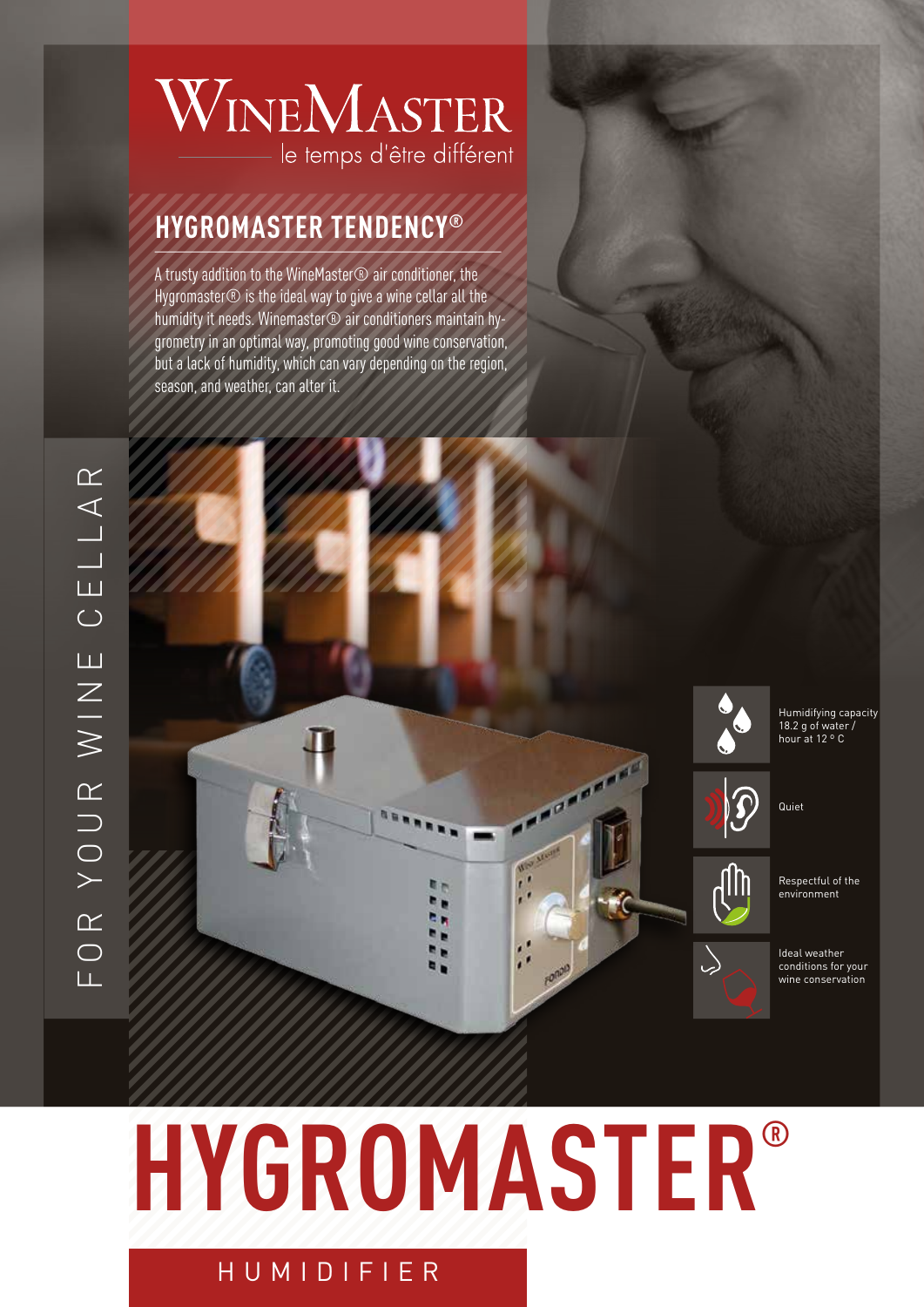# WineMaster

le temps d'être différent

## HYGROMASTER TENDENCY®

A trusty addition to the WineMaster® air conditioner, the Hygromaster® is the ideal way to give a wine cellar all the humidity it needs. Winemaster® air conditioners maintain hygrometry in an optimal way, promoting good wine conservation, but a lack of humidity, which can vary depending on the region, season, and weather, can alter it.

FOR YOUR WINE CELLAR

- Humidifying capacity 18.2 g of water / hour at 12 ° C
- Quiet
- Respectful of the environment
- Ideal weather conditions for your wine conservation

# HYGROMASTER®

HUMIDIFIER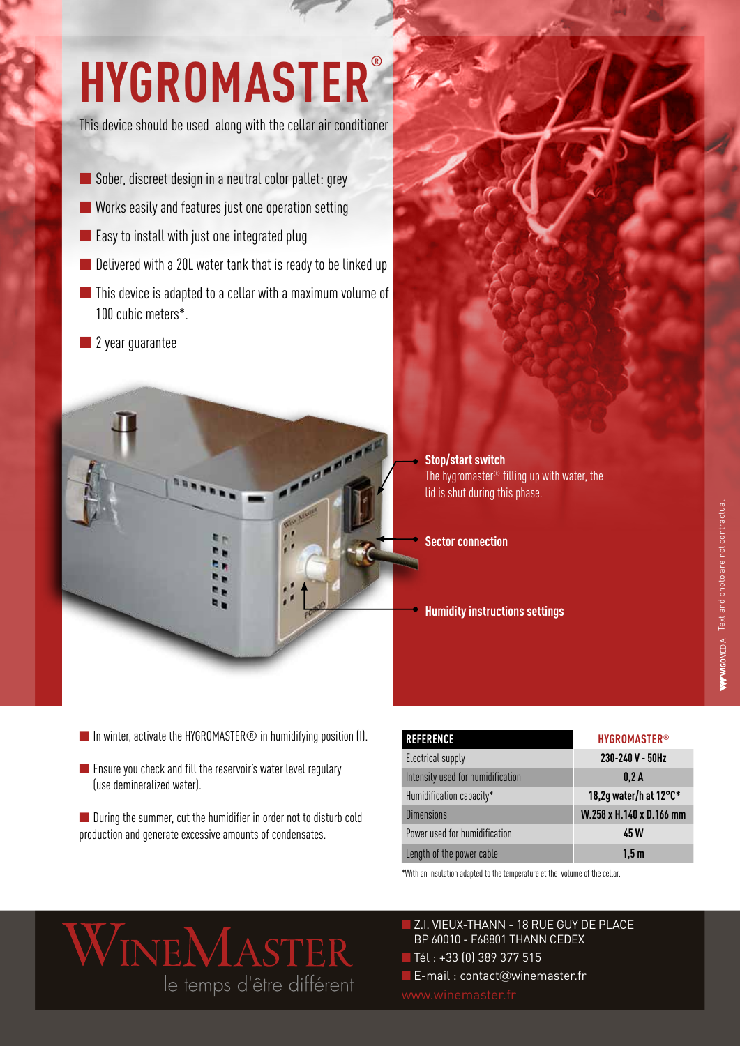# HYGROMASTER®

This device should be used along with the cellar air conditioner

- Sober, discreet design in a neutral color pallet: grey
- Works easily and features just one operation setting
- Easy to install with just one integrated plug
- Delivered with a 20L water tank that is ready to be linked up
- This device is adapted to a cellar with a maximum volume of 100 cubic meters*.
- 2 year guarantee

**Stop/start switch**
The hygromaster® filling up with water, the lid is shut during this phase.

**Sector connection**

**Humidity instructions settings**

Text and photo are not contractual

- In winter, activate the HYGROMASTER® in humidifying position (I).
- Ensure you check and fill the reservoir's water level regulary (use demineralized water).
- During the summer, cut the humidifier in order not to disturb cold production and generate excessive amounts of condensates.

| REFERENCE | HYGROMASTER® |
|---|---|
| Electrical supply | 230-240 V - 50Hz |
| Intensity used for humidification | 0,2 A |
| Humidification capacity* | 18,2g water/h at 12°C* |
| Dimensions | W.258 x H.140 x D.166 mm |
| Power used for humidification | 45 W |
| Length of the power cable | 1,5 m |

*With an insulation adapted to the temperature et the volume of the cellar.

WINEMASTER
le temps d'être différent

- Z.I. VIEUX-THANN - 18 RUE GUY DE PLACE BP 60010 - F68801 THANN CEDEX
- Tél : +33 (0) 389 377 515
- E-mail : contact@winemaster.fr

www.winemaster.fr